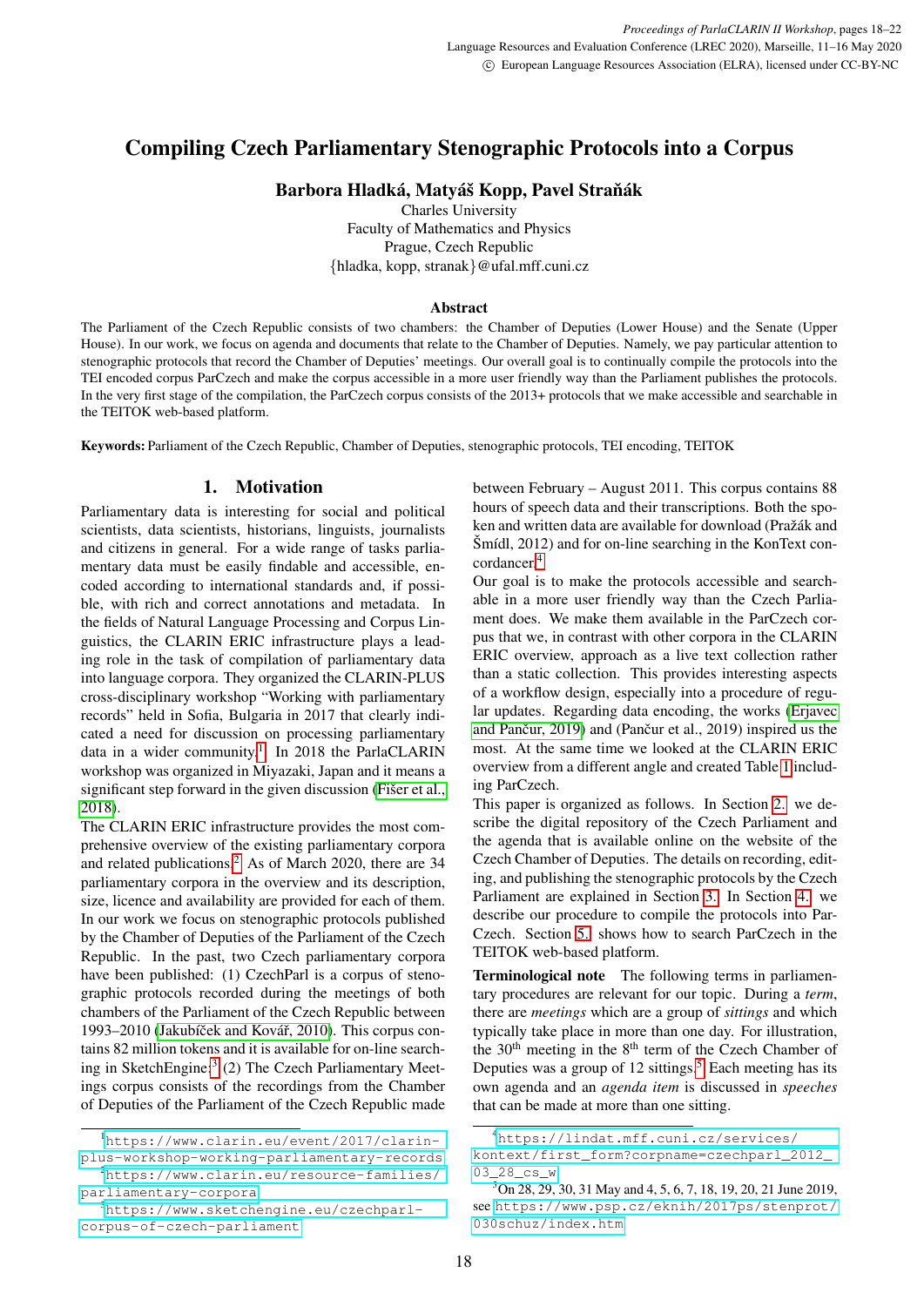# Compiling Czech Parliamentary Stenographic Protocols into a Corpus

**Barbora Hladká, Matyáš Kopp, Pavel Straňák**

Charles University
Faculty of Mathematics and Physics
Prague, Czech Republic
{hladka, kopp, stranak}@ufal.mff.cuni.cz

## Abstract

The Parliament of the Czech Republic consists of two chambers: the Chamber of Deputies (Lower House) and the Senate (Upper House). In our work, we focus on agenda and documents that relate to the Chamber of Deputies. Namely, we pay particular attention to stenographic protocols that record the Chamber of Deputies' meetings. Our overall goal is to continually compile the protocols into the TEI encoded corpus ParCzech and make the corpus accessible in a more user friendly way than the Parliament publishes the protocols. In the very first stage of the compilation, the ParCzech corpus consists of the 2013+ protocols that we make accessible and searchable in the TEITOK web-based platform.

**Keywords:** Parliament of the Czech Republic, Chamber of Deputies, stenographic protocols, TEI encoding, TEITOK

## 1. Motivation

Parliamentary data is interesting for social and political scientists, data scientists, historians, linguists, journalists and citizens in general. For a wide range of tasks parliamentary data must be easily findable and accessible, encoded according to international standards and, if possible, with rich and correct annotations and metadata. In the fields of Natural Language Processing and Corpus Linguistics, the CLARIN ERIC infrastructure plays a leading role in the task of compilation of parliamentary data into language corpora. They organized the CLARIN-PLUS cross-disciplinary workshop "Working with parliamentary records" held in Sofia, Bulgaria in 2017 that clearly indicated a need for discussion on processing parliamentary data in a wider community.[1] In 2018 the ParlaCLARIN workshop was organized in Miyazaki, Japan and it means a significant step forward in the given discussion (Fišer et al., 2018).

The CLARIN ERIC infrastructure provides the most comprehensive overview of the existing parliamentary corpora and related publications.[2] As of March 2020, there are 34 parliamentary corpora in the overview and its description, size, licence and availability are provided for each of them. In our work we focus on stenographic protocols published by the Chamber of Deputies of the Parliament of the Czech Republic. In the past, two Czech parliamentary corpora have been published: (1) CzechParl is a corpus of stenographic protocols recorded during the meetings of both chambers of the Parliament of the Czech Republic between 1993–2010 (Jakubíček and Kovář, 2010). This corpus contains 82 million tokens and it is available for on-line searching in SketchEngine.[3] (2) The Czech Parliamentary Meetings corpus consists of the recordings from the Chamber of Deputies of the Parliament of the Czech Republic made between February – August 2011. This corpus contains 88 hours of speech data and their transcriptions. Both the spoken and written data are available for download (Pražák and Šmídl, 2012) and for on-line searching in the KonText concordancer.[4]

Our goal is to make the protocols accessible and searchable in a more user friendly way than the Czech Parliament does. We make them available in the ParCzech corpus that we, in contrast with other corpora in the CLARIN ERIC overview, approach as a live text collection rather than a static collection. This provides interesting aspects of a workflow design, especially into a procedure of regular updates. Regarding data encoding, the works (Erjavec and Pančur, 2019) and (Pančur et al., 2019) inspired us the most. At the same time we looked at the CLARIN ERIC overview from a different angle and created Table 1 including ParCzech.

This paper is organized as follows. In Section 2. we describe the digital repository of the Czech Parliament and the agenda that is available online on the website of the Czech Chamber of Deputies. The details on recording, editing, and publishing the stenographic protocols by the Czech Parliament are explained in Section 3. In Section 4. we describe our procedure to compile the protocols into ParCzech. Section 5. shows how to search ParCzech in the TEITOK web-based platform.

**Terminological note** The following terms in parliamentary procedures are relevant for our topic. During a *term*, there are *meetings* which are a group of *sittings* and which typically take place in more than one day. For illustration, the 30th meeting in the 8th term of the Czech Chamber of Deputies was a group of 12 sittings.[5] Each meeting has its own agenda and an *agenda item* is discussed in *speeches* that can be made at more than one sitting.

---

[1] https://www.clarin.eu/event/2017/clarin-plus-workshop-working-parliamentary-records

[2] https://www.clarin.eu/resource-families/parliamentary-corpora

[3] https://www.sketchengine.eu/czechparl-corpus-of-czech-parliament

[4] https://lindat.mff.cuni.cz/services/kontext/first_form?corpname=czechparl_2012_03_28_cs_w

[5] On 28, 29, 30, 31 May and 4, 5, 6, 7, 18, 19, 20, 21 June 2019, see https://www.psp.cz/eknih/2017ps/stenprot/030schuz/index.htm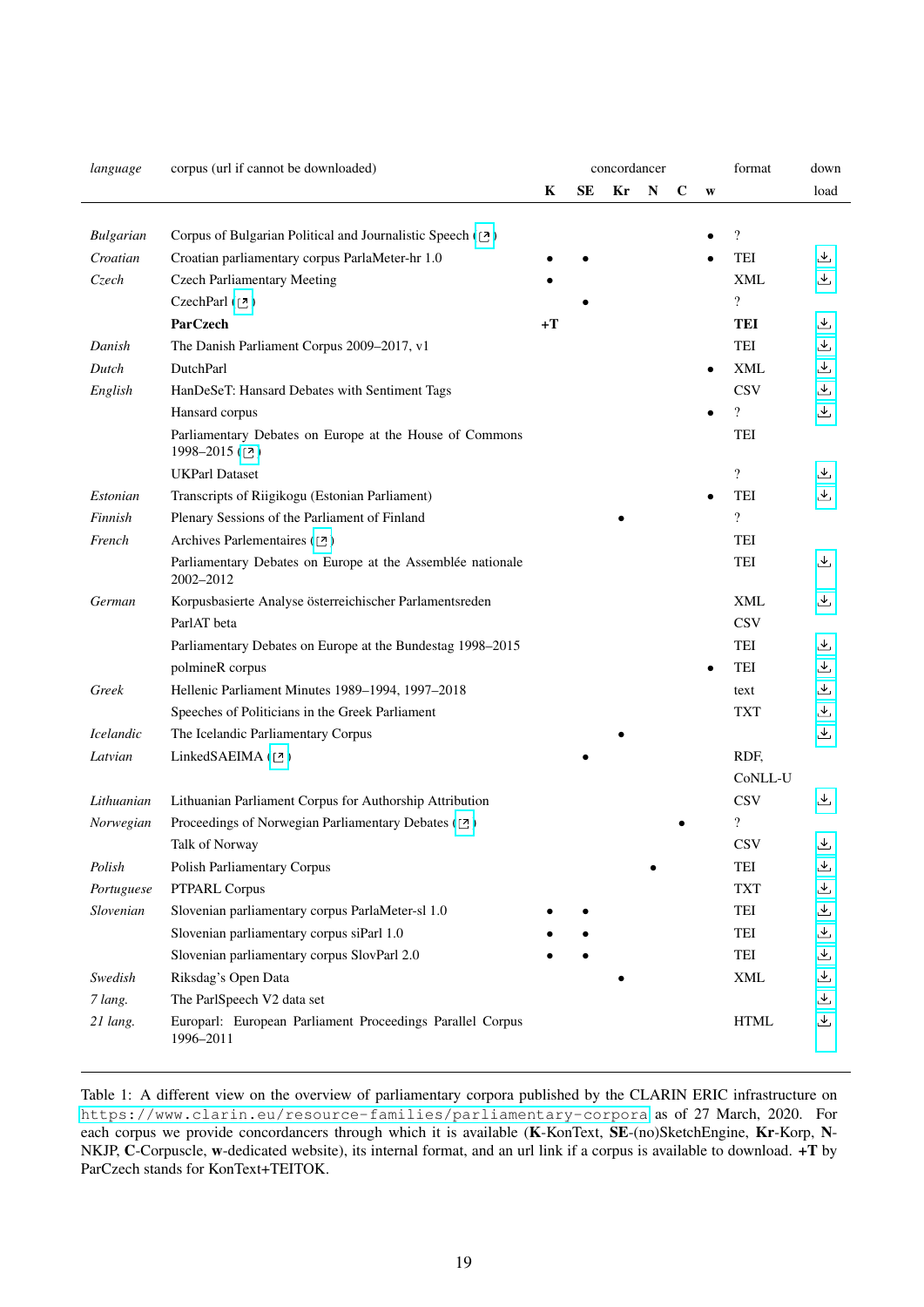| *language* | corpus (url if cannot be downloaded) | concordancer | | | | | | format | down load |
|---|---|---|---|---|---|---|---|---|---|
| | | **K** | **SE** | **Kr** | **N** | **C** | **w** | | |
| *Bulgarian* | Corpus of Bulgarian Political and Journalistic Speech (↗) | | | | | | • | ? | |
| *Croatian* | Croatian parliamentary corpus ParlaMeter-hr 1.0 | • | • | | | | • | TEI | ⤓ |
| *Czech* | Czech Parliamentary Meeting | • | | | | | | XML | ⤓ |
| | CzechParl (↗) | | • | | | | | ? | |
| | **ParCzech** | **+T** | | | | | | **TEI** | ⤓ |
| *Danish* | The Danish Parliament Corpus 2009–2017, v1 | | | | | | | TEI | ⤓ |
| *Dutch* | DutchParl | | | | | | • | XML | ⤓ |
| *English* | HanDeSeT: Hansard Debates with Sentiment Tags | | | | | | | CSV | ⤓ |
| | Hansard corpus | | | | | | • | ? | ⤓ |
| | Parliamentary Debates on Europe at the House of Commons 1998–2015 (↗) | | | | | | | TEI | |
| | UKParl Dataset | | | | | | | ? | ⤓ |
| *Estonian* | Transcripts of Riigikogu (Estonian Parliament) | | | | | | • | TEI | ⤓ |
| *Finnish* | Plenary Sessions of the Parliament of Finland | | | • | | | | ? | |
| *French* | Archives Parlementaires (↗) | | | | | | | TEI | |
| | Parliamentary Debates on Europe at the Assemblée nationale 2002–2012 | | | | | | | TEI | ⤓ |
| *German* | Korpusbasierte Analyse österreichischer Parlamentsreden | | | | | | | XML | ⤓ |
| | ParlAT beta | | | | | | | CSV | |
| | Parliamentary Debates on Europe at the Bundestag 1998–2015 | | | | | | | TEI | ⤓ |
| | polmineR corpus | | | | | | • | TEI | ⤓ |
| *Greek* | Hellenic Parliament Minutes 1989–1994, 1997–2018 | | | | | | | text | ⤓ |
| | Speeches of Politicians in the Greek Parliament | | | | | | | TXT | ⤓ |
| *Icelandic* | The Icelandic Parliamentary Corpus | | | • | | | | | ⤓ |
| *Latvian* | LinkedSAEIMA (↗) | | • | | | | | RDF, CoNLL-U | |
| *Lithuanian* | Lithuanian Parliament Corpus for Authorship Attribution | | | | | | | CSV | ⤓ |
| *Norwegian* | Proceedings of Norwegian Parliamentary Debates (↗) | | | | | • | | ? | |
| | Talk of Norway | | | | | | | CSV | ⤓ |
| *Polish* | Polish Parliamentary Corpus | | | | • | | | TEI | ⤓ |
| *Portuguese* | PTPARL Corpus | | | | | | | TXT | ⤓ |
| *Slovenian* | Slovenian parliamentary corpus ParlaMeter-sl 1.0 | • | • | | | | | TEI | ⤓ |
| | Slovenian parliamentary corpus siParl 1.0 | • | • | | | | | TEI | ⤓ |
| | Slovenian parliamentary corpus SlovParl 2.0 | • | • | | | | | TEI | ⤓ |
| *Swedish* | Riksdag's Open Data | | | • | | | | XML | ⤓ |
| *7 lang.* | The ParlSpeech V2 data set | | | | | | | | ⤓ |
| *21 lang.* | Europarl: European Parliament Proceedings Parallel Corpus 1996–2011 | | | | | | | HTML | ⤓ |

Table 1: A different view on the overview of parliamentary corpora published by the CLARIN ERIC infrastructure on https://www.clarin.eu/resource-families/parliamentary-corpora as of 27 March, 2020. For each corpus we provide concordancers through which it is available (**K**-KonText, **SE**-(no)SketchEngine, **Kr**-Korp, **N**-NKJP, **C**-Corpuscle, **w**-dedicated website), its internal format, and an url link if a corpus is available to download. **+T** by ParCzech stands for KonText+TEITOK.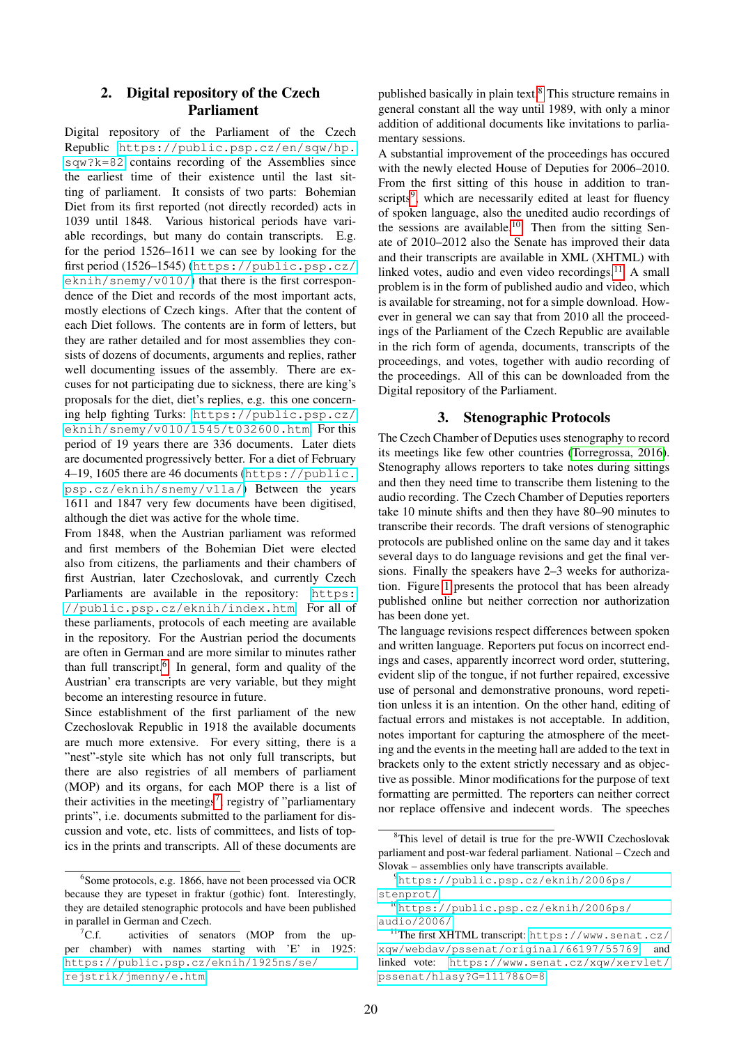## 2. Digital repository of the Czech Parliament

Digital repository of the Parliament of the Czech Republic https://public.psp.cz/en/sqw/hp.sqw?k=82 contains recording of the Assemblies since the earliest time of their existence until the last sitting of parliament. It consists of two parts: Bohemian Diet from its first reported (not directly recorded) acts in 1039 until 1848. Various historical periods have variable recordings, but many do contain transcripts. E.g. for the period 1526–1611 we can see by looking for the first period (1526–1545) (https://public.psp.cz/eknih/snemy/v010/) that there is the first correspondence of the Diet and records of the most important acts, mostly elections of Czech kings. After that the content of each Diet follows. The contents are in form of letters, but they are rather detailed and for most assemblies they consists of dozens of documents, arguments and replies, rather well documenting issues of the assembly. There are excuses for not participating due to sickness, there are king's proposals for the diet, diet's replies, e.g. this one concerning help fighting Turks: https://public.psp.cz/eknih/snemy/v010/1545/t032600.htm. For this period of 19 years there are 336 documents. Later diets are documented progressively better. For a diet of February 4–19, 1605 there are 46 documents (https://public.psp.cz/eknih/snemy/v11a/) Between the years 1611 and 1847 very few documents have been digitised, although the diet was active for the whole time.

From 1848, when the Austrian parliament was reformed and first members of the Bohemian Diet were elected also from citizens, the parliaments and their chambers of first Austrian, later Czechoslovak, and currently Czech Parliaments are available in the repository: https://public.psp.cz/eknih/index.htm. For all of these parliaments, protocols of each meeting are available in the repository. For the Austrian period the documents are often in German and are more similar to minutes rather than full transcript.[6] In general, form and quality of the Austrian' era transcripts are very variable, but they might become an interesting resource in future.

Since establishment of the first parliament of the new Czechoslovak Republic in 1918 the available documents are much more extensive. For every sitting, there is a "nest"-style site which has not only full transcripts, but there are also registries of all members of parliament (MOP) and its organs, for each MOP there is a list of their activities in the meetings[7], registry of "parliamentary prints", i.e. documents submitted to the parliament for discussion and vote, etc. lists of committees, and lists of topics in the prints and transcripts. All of these documents are published basically in plain text.[8] This structure remains in general constant all the way until 1989, with only a minor addition of additional documents like invitations to parliamentary sessions.

A substantial improvement of the proceedings has occured with the newly elected House of Deputies for 2006–2010. From the first sitting of this house in addition to transcripts[9], which are necessarily edited at least for fluency of spoken language, also the unedited audio recordings of the sessions are available.[10] Then from the sitting Senate of 2010–2012 also the Senate has improved their data and their transcripts are available in XML (XHTML) with linked votes, audio and even video recordings.[11] A small problem is in the form of published audio and video, which is available for streaming, not for a simple download. However in general we can say that from 2010 all the proceedings of the Parliament of the Czech Republic are available in the rich form of agenda, documents, transcripts of the proceedings, and votes, together with audio recording of the proceedings. All of this can be downloaded from the Digital repository of the Parliament.

## 3. Stenographic Protocols

The Czech Chamber of Deputies uses stenography to record its meetings like few other countries (Torregrossa, 2016). Stenography allows reporters to take notes during sittings and then they need time to transcribe them listening to the audio recording. The Czech Chamber of Deputies reporters take 10 minute shifts and then they have 80–90 minutes to transcribe their records. The draft versions of stenographic protocols are published online on the same day and it takes several days to do language revisions and get the final versions. Finally the speakers have 2–3 weeks for authorization. Figure 1 presents the protocol that has been already published online but neither correction nor authorization has been done yet.

The language revisions respect differences between spoken and written language. Reporters put focus on incorrect endings and cases, apparently incorrect word order, stuttering, evident slip of the tongue, if not further repaired, excessive use of personal and demonstrative pronouns, word repetition unless it is an intention. On the other hand, editing of factual errors and mistakes is not acceptable. In addition, notes important for capturing the atmosphere of the meeting and the events in the meeting hall are added to the text in brackets only to the extent strictly necessary and as objective as possible. Minor modifications for the purpose of text formatting are permitted. The reporters can neither correct nor replace offensive and indecent words. The speeches

---

[6] Some protocols, e.g. 1866, have not been processed via OCR because they are typeset in fraktur (gothic) font. Interestingly, they are detailed stenographic protocols and have been published in parallel in German and Czech.

[7] C.f. activities of senators (MOP from the upper chamber) with names starting with 'E' in 1925: https://public.psp.cz/eknih/1925ns/se/rejstrik/jmenny/e.htm

[8] This level of detail is true for the pre-WWII Czechoslovak parliament and post-war federal parliament. National – Czech and Slovak – assemblies only have transcripts available.

[9] https://public.psp.cz/eknih/2006ps/stenprot/

[10] https://public.psp.cz/eknih/2006ps/audio/2006/

[11] The first XHTML transcript: https://www.senat.cz/xqw/webdav/pssenat/original/66197/55769 and linked vote: https://www.senat.cz/xqw/xervlet/pssenat/hlasy?G=11178&O=8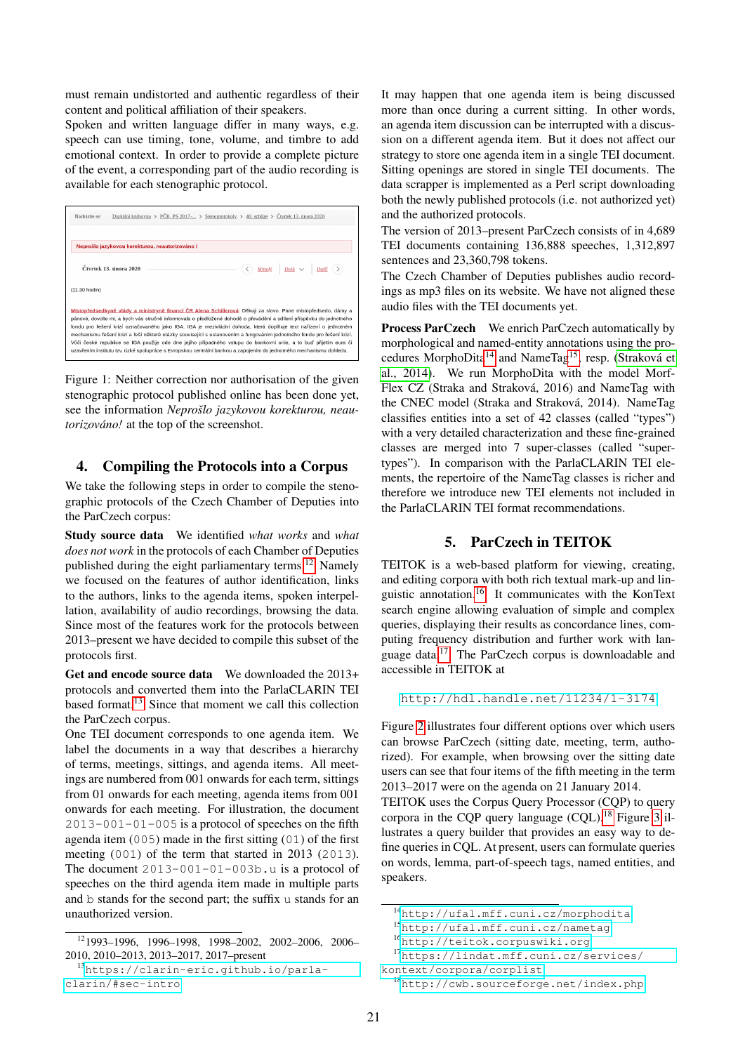must remain undistorted and authentic regardless of their content and political affiliation of their speakers.
Spoken and written language differ in many ways, e.g. speech can use timing, tone, volume, and timbre to add emotional context. In order to provide a complete picture of the event, a corresponding part of the audio recording is available for each stenographic protocol.

Figure 1: Neither correction nor authorisation of the given stenographic protocol published online has been done yet, see the information *Neprošlo jazykovou korekturou, neautorizováno!* at the top of the screenshot.

## 4. Compiling the Protocols into a Corpus

We take the following steps in order to compile the stenographic protocols of the Czech Chamber of Deputies into the ParCzech corpus:

**Study source data** We identified *what works* and *what does not work* in the protocols of each Chamber of Deputies published during the eight parliamentary terms.[12] Namely we focused on the features of author identification, links to the authors, links to the agenda items, spoken interpellation, availability of audio recordings, browsing the data. Since most of the features work for the protocols between 2013–present we have decided to compile this subset of the protocols first.

**Get and encode source data** We downloaded the 2013+ protocols and converted them into the ParlaCLARIN TEI based format.[13] Since that moment we call this collection the ParCzech corpus.
One TEI document corresponds to one agenda item. We label the documents in a way that describes a hierarchy of terms, meetings, sittings, and agenda items. All meetings are numbered from 001 onwards for each term, sittings from 01 onwards for each meeting, agenda items from 001 onwards for each meeting. For illustration, the document `2013-001-01-005` is a protocol of speeches on the fifth agenda item (`005`) made in the first sitting (`01`) of the first meeting (`001`) of the term that started in 2013 (`2013`). The document `2013-001-01-003b.u` is a protocol of speeches on the third agenda item made in multiple parts and `b` stands for the second part; the suffix `u` stands for an unauthorized version.
It may happen that one agenda item is being discussed more than once during a current sitting. In other words, an agenda item discussion can be interrupted with a discussion on a different agenda item. But it does not affect our strategy to store one agenda item in a single TEI document. Sitting openings are stored in single TEI documents. The data scrapper is implemented as a Perl script downloading both the newly published protocols (i.e. not authorized yet) and the authorized protocols.
The version of 2013–present ParCzech consists of in 4,689 TEI documents containing 136,888 speeches, 1,312,897 sentences and 23,360,798 tokens.
The Czech Chamber of Deputies publishes audio recordings as mp3 files on its website. We have not aligned these audio files with the TEI documents yet.

**Process ParCzech** We enrich ParCzech automatically by morphological and named-entity annotations using the procedures MorphoDita[14] and NameTag[15], resp. (Straková et al., 2014). We run MorphoDita with the model MorfFlex CZ (Straka and Straková, 2016) and NameTag with the CNEC model (Straka and Straková, 2014). NameTag classifies entities into a set of 42 classes (called "types") with a very detailed characterization and these fine-grained classes are merged into 7 super-classes (called "supertypes"). In comparison with the ParlaCLARIN TEI elements, the repertoire of the NameTag classes is richer and therefore we introduce new TEI elements not included in the ParlaCLARIN TEI format recommendations.

## 5. ParCzech in TEITOK

TEITOK is a web-based platform for viewing, creating, and editing corpora with both rich textual mark-up and linguistic annotation.[16] It communicates with the KonText search engine allowing evaluation of simple and complex queries, displaying their results as concordance lines, computing frequency distribution and further work with language data.[17] The ParCzech corpus is downloadable and accessible in TEITOK at

`http://hdl.handle.net/11234/1-3174`

Figure 2 illustrates four different options over which users can browse ParCzech (sitting date, meeting, term, authorized). For example, when browsing over the sitting date users can see that four items of the fifth meeting in the term 2013–2017 were on the agenda on 21 January 2014.
TEITOK uses the Corpus Query Processor (CQP) to query corpora in the CQP query language (CQL).[18] Figure 3 illustrates a query builder that provides an easy way to define queries in CQL. At present, users can formulate queries on words, lemma, part-of-speech tags, named entities, and speakers.

[12] 1993–1996, 1996–1998, 1998–2002, 2002–2006, 2006–2010, 2010–2013, 2013–2017, 2017–present
[13] https://clarin-eric.github.io/parla-clarin/#sec-intro
[14] http://ufal.mff.cuni.cz/morphodita
[15] http://ufal.mff.cuni.cz/nametag
[16] http://teitok.corpuswiki.org
[17] https://lindat.mff.cuni.cz/services/kontext/corpora/corplist
[18] http://cwb.sourceforge.net/index.php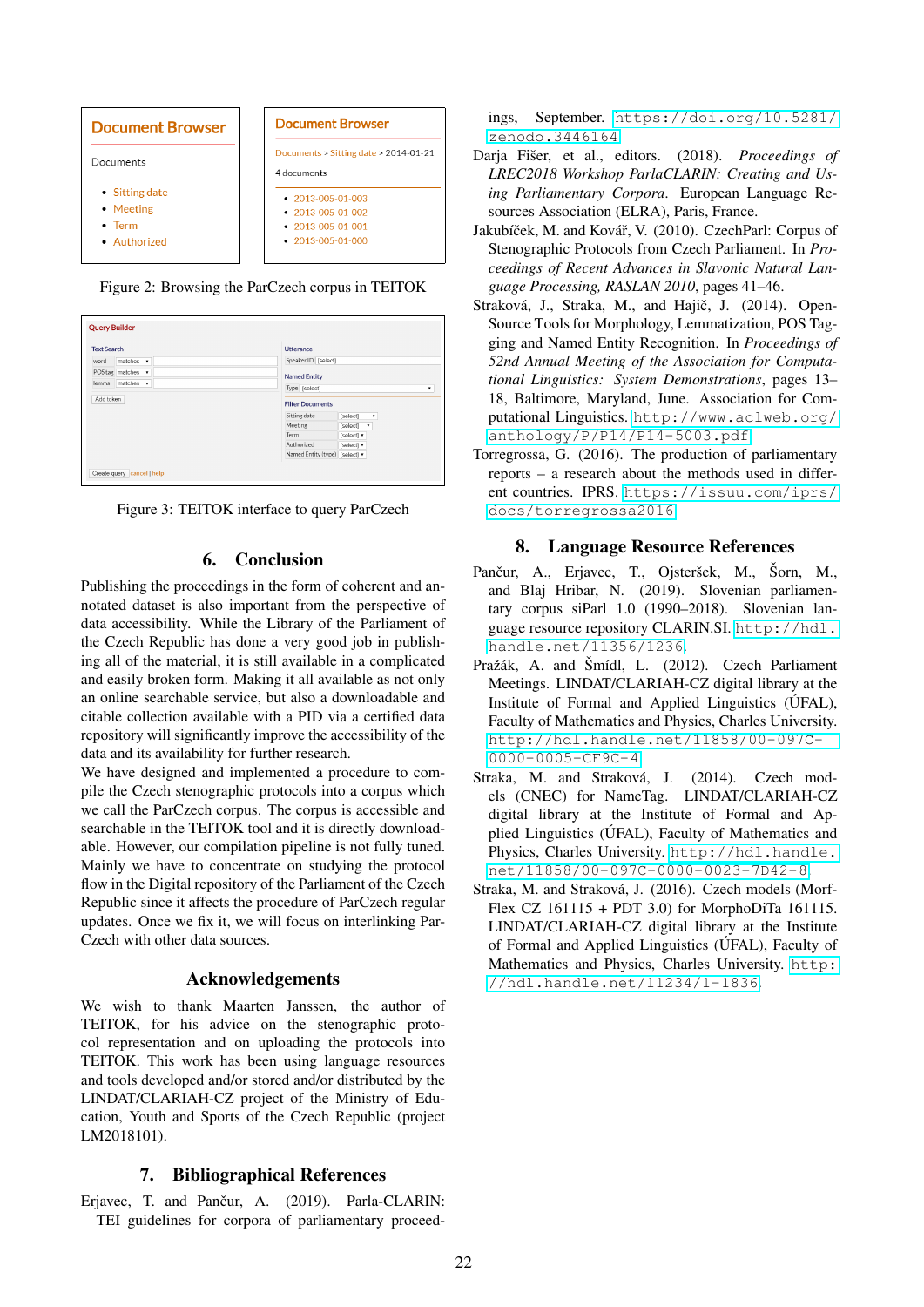Figure 2: Browsing the ParCzech corpus in TEITOK

Figure 3: TEITOK interface to query ParCzech

## 6. Conclusion

Publishing the proceedings in the form of coherent and annotated dataset is also important from the perspective of data accessibility. While the Library of the Parliament of the Czech Republic has done a very good job in publishing all of the material, it is still available in a complicated and easily broken form. Making it all available as not only an online searchable service, but also a downloadable and citable collection available with a PID via a certified data repository will significantly improve the accessibility of the data and its availability for further research.

We have designed and implemented a procedure to compile the Czech stenographic protocols into a corpus which we call the ParCzech corpus. The corpus is accessible and searchable in the TEITOK tool and it is directly downloadable. However, our compilation pipeline is not fully tuned. Mainly we have to concentrate on studying the protocol flow in the Digital repository of the Parliament of the Czech Republic since it affects the procedure of ParCzech regular updates. Once we fix it, we will focus on interlinking ParCzech with other data sources.

## Acknowledgements

We wish to thank Maarten Janssen, the author of TEITOK, for his advice on the stenographic protocol representation and on uploading the protocols into TEITOK. This work has been using language resources and tools developed and/or stored and/or distributed by the LINDAT/CLARIAH-CZ project of the Ministry of Education, Youth and Sports of the Czech Republic (project LM2018101).

## 7. Bibliographical References

Erjavec, T. and Pančur, A. (2019). Parla-CLARIN: TEI guidelines for corpora of parliamentary proceedings, September. https://doi.org/10.5281/zenodo.3446164.

Darja Fišer, et al., editors. (2018). *Proceedings of LREC2018 Workshop ParlaCLARIN: Creating and Using Parliamentary Corpora*. European Language Resources Association (ELRA), Paris, France.

Jakubíček, M. and Kovář, V. (2010). CzechParl: Corpus of Stenographic Protocols from Czech Parliament. In *Proceedings of Recent Advances in Slavonic Natural Language Processing, RASLAN 2010*, pages 41–46.

Straková, J., Straka, M., and Hajič, J. (2014). Open-Source Tools for Morphology, Lemmatization, POS Tagging and Named Entity Recognition. In *Proceedings of 52nd Annual Meeting of the Association for Computational Linguistics: System Demonstrations*, pages 13–18, Baltimore, Maryland, June. Association for Computational Linguistics. http://www.aclweb.org/anthology/P/P14/P14-5003.pdf.

Torregrossa, G. (2016). The production of parliamentary reports – a research about the methods used in different countries. IPRS. https://issuu.com/iprs/docs/torregrossa2016.

## 8. Language Resource References

Pančur, A., Erjavec, T., Ojsteršek, M., Šorn, M., and Blaj Hribar, N. (2019). Slovenian parliamentary corpus siParl 1.0 (1990–2018). Slovenian language resource repository CLARIN.SI. http://hdl.handle.net/11356/1236.

Pražák, A. and Šmídl, L. (2012). Czech Parliament Meetings. LINDAT/CLARIAH-CZ digital library at the Institute of Formal and Applied Linguistics (ÚFAL), Faculty of Mathematics and Physics, Charles University. http://hdl.handle.net/11858/00-097C-0000-0005-CF9C-4.

Straka, M. and Straková, J. (2014). Czech models (CNEC) for NameTag. LINDAT/CLARIAH-CZ digital library at the Institute of Formal and Applied Linguistics (ÚFAL), Faculty of Mathematics and Physics, Charles University. http://hdl.handle.net/11858/00-097C-0000-0023-7D42-8.

Straka, M. and Straková, J. (2016). Czech models (MorfFlex CZ 161115 + PDT 3.0) for MorphoDiTa 161115. LINDAT/CLARIAH-CZ digital library at the Institute of Formal and Applied Linguistics (ÚFAL), Faculty of Mathematics and Physics, Charles University. http://hdl.handle.net/11234/1-1836.